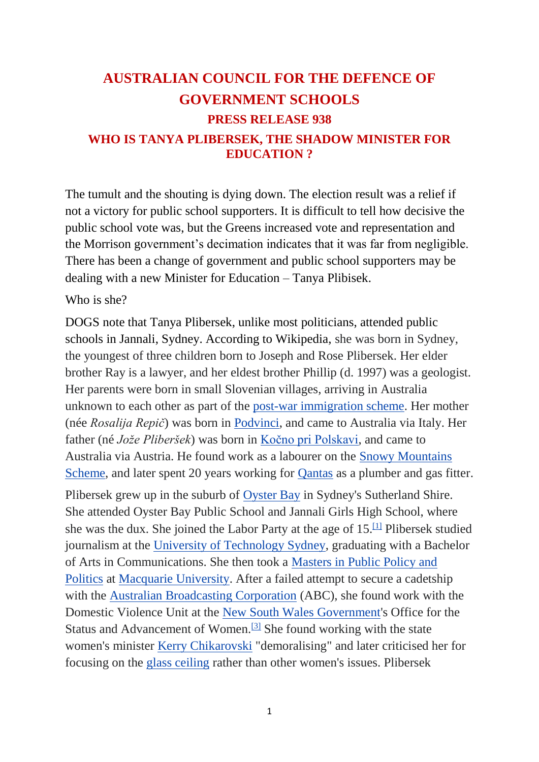# AUSTRALIAN COUNCIL FOR THE DEFENCE OF GOVERNMENT SCHOOLS

## PRESS RELEASE 938

## WHO IS TANYA PLIBERSEK, THE SHADOW MINISTER FOR EDUCATION ?

The tumult and the shouting is dying down. The election result was a relief if not a victory for public school supporters. It is difficult to tell how decisive the public school vote was, but the Greens increased vote and representation and the Morrison government's decimation indicates that it was far from negligible. There has been a change of government and public school supporters may be dealing with a new Minister for Education – Tanya Plibisek.

Who is she?

DOGS note that Tanya Plibersek, unlike most politicians, attended public schools in Jannali, Sydney. According to Wikipedia, she was born in Sydney, the youngest of three children born to Joseph and Rose Plibersek. Her elder brother Ray is a lawyer, and her eldest brother Phillip (d. 1997) was a geologist. Her parents were born in small Slovenian villages, arriving in Australia unknown to each other as part of the post-war immigration scheme. Her mother (née *Rosalija Repič*) was born in Podvinci, and came to Australia via Italy. Her father (né *Jože Pliberšek*) was born in Kočno pri Polskavi, and came to Australia via Austria. He found work as a labourer on the Snowy Mountains Scheme, and later spent 20 years working for Qantas as a plumber and gas fitter.

Plibersek grew up in the suburb of Oyster Bay in Sydney's Sutherland Shire. She attended Oyster Bay Public School and Jannali Girls High School, where she was the dux. She joined the Labor Party at the age of 15.[1] Plibersek studied journalism at the University of Technology Sydney, graduating with a Bachelor of Arts in Communications. She then took a Masters in Public Policy and Politics at Macquarie University. After a failed attempt to secure a cadetship with the Australian Broadcasting Corporation (ABC), she found work with the Domestic Violence Unit at the New South Wales Government's Office for the Status and Advancement of Women.[3] She found working with the state women's minister Kerry Chikarovski "demoralising" and later criticised her for focusing on the glass ceiling rather than other women's issues. Plibersek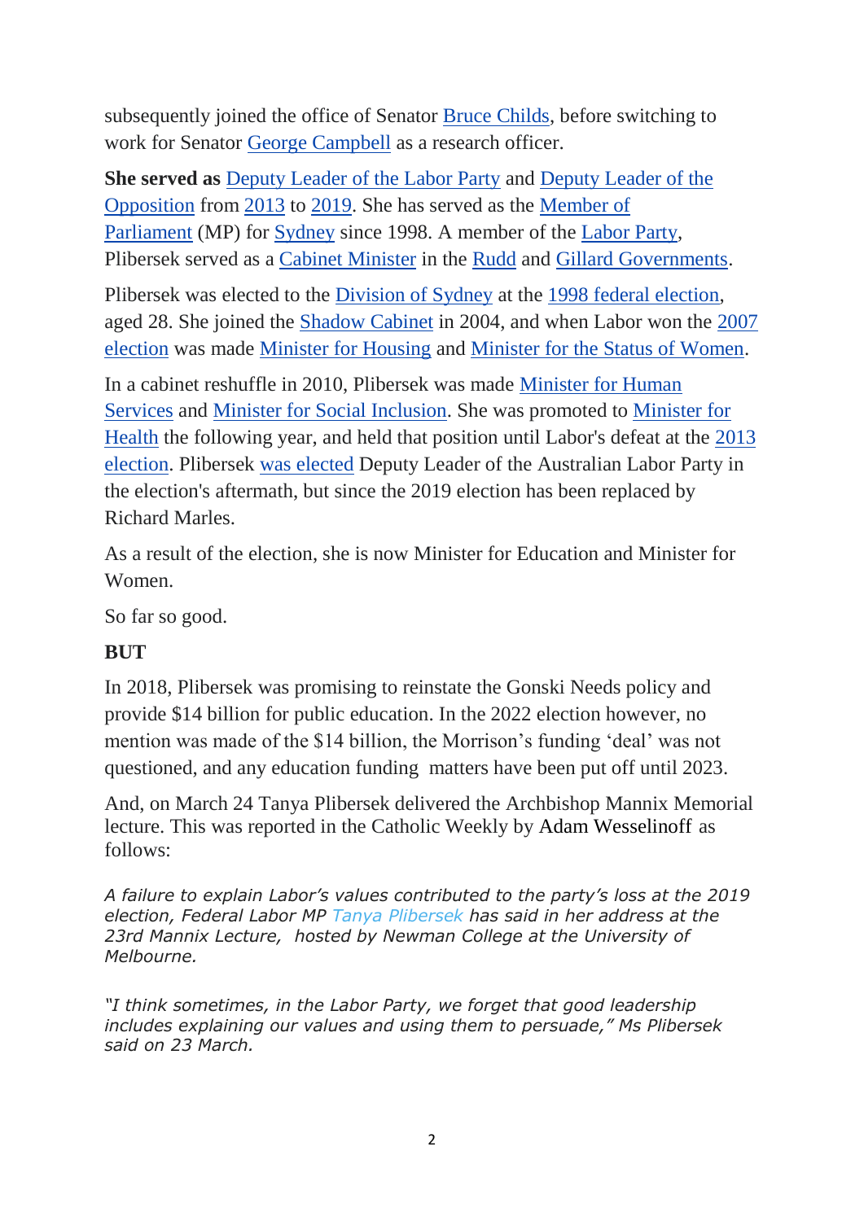subsequently joined the office of Senator Bruce Childs, before switching to work for Senator George Campbell as a research officer.

**She served as** Deputy Leader of the Labor Party and Deputy Leader of the Opposition from 2013 to 2019. She has served as the Member of Parliament (MP) for Sydney since 1998. A member of the Labor Party, Plibersek served as a Cabinet Minister in the Rudd and Gillard Governments.

Plibersek was elected to the Division of Sydney at the 1998 federal election, aged 28. She joined the Shadow Cabinet in 2004, and when Labor won the 2007 election was made Minister for Housing and Minister for the Status of Women.

In a cabinet reshuffle in 2010, Plibersek was made Minister for Human Services and Minister for Social Inclusion. She was promoted to Minister for Health the following year, and held that position until Labor's defeat at the 2013 election. Plibersek was elected Deputy Leader of the Australian Labor Party in the election's aftermath, but since the 2019 election has been replaced by Richard Marles.

As a result of the election, she is now Minister for Education and Minister for Women.

So far so good.

**BUT**

In 2018, Plibersek was promising to reinstate the Gonski Needs policy and provide $14 billion for public education. In the 2022 election however, no mention was made of the $14 billion, the Morrison's funding 'deal' was not questioned, and any education funding matters have been put off until 2023.

And, on March 24 Tanya Plibersek delivered the Archbishop Mannix Memorial lecture. This was reported in the Catholic Weekly by Adam Wesselinoff as follows:

*A failure to explain Labor's values contributed to the party's loss at the 2019 election, Federal Labor MP Tanya Plibersek has said in her address at the 23rd Mannix Lecture, hosted by Newman College at the University of Melbourne.*

*"I think sometimes, in the Labor Party, we forget that good leadership includes explaining our values and using them to persuade," Ms Plibersek said on 23 March.*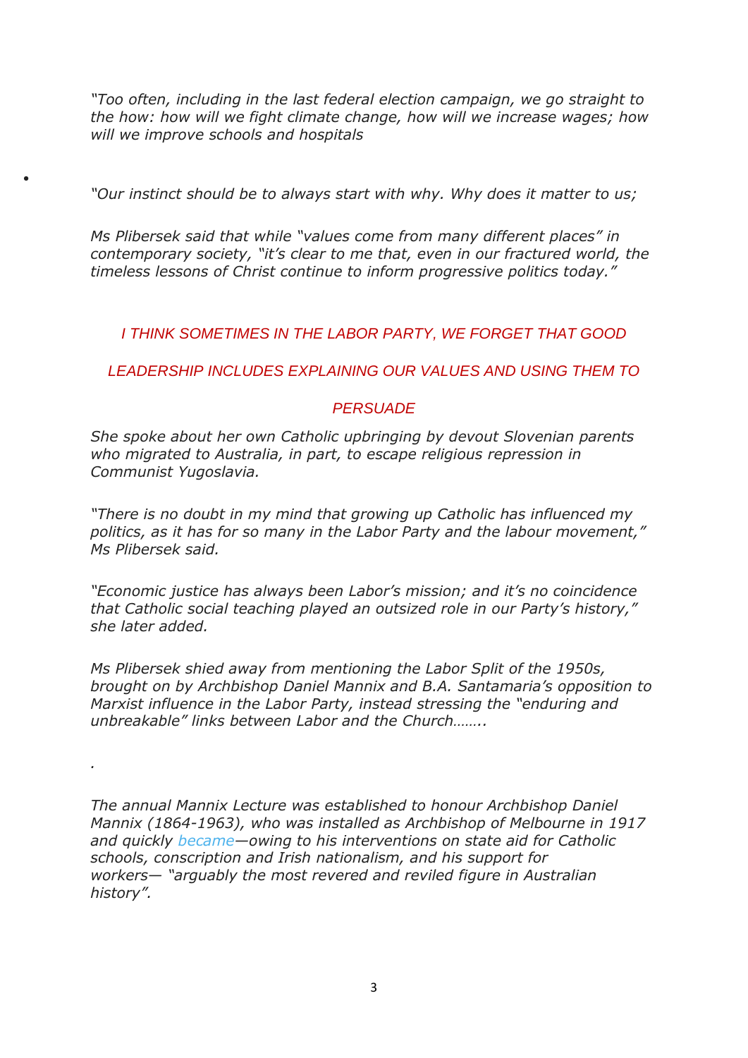*"Too often, including in the last federal election campaign, we go straight to the how: how will we fight climate change, how will we increase wages; how will we improve schools and hospitals*

- 

*"Our instinct should be to always start with why. Why does it matter to us;*

*Ms Plibersek said that while "values come from many different places" in contemporary society, "it's clear to me that, even in our fractured world, the timeless lessons of Christ continue to inform progressive politics today."*

*I THINK SOMETIMES IN THE LABOR PARTY, WE FORGET THAT GOOD LEADERSHIP INCLUDES EXPLAINING OUR VALUES AND USING THEM TO PERSUADE*

*She spoke about her own Catholic upbringing by devout Slovenian parents who migrated to Australia, in part, to escape religious repression in Communist Yugoslavia.*

*"There is no doubt in my mind that growing up Catholic has influenced my politics, as it has for so many in the Labor Party and the labour movement," Ms Plibersek said.*

*"Economic justice has always been Labor's mission; and it's no coincidence that Catholic social teaching played an outsized role in our Party's history," she later added.*

*Ms Plibersek shied away from mentioning the Labor Split of the 1950s, brought on by Archbishop Daniel Mannix and B.A. Santamaria's opposition to Marxist influence in the Labor Party, instead stressing the "enduring and unbreakable" links between Labor and the Church……..*

*.*

*The annual Mannix Lecture was established to honour Archbishop Daniel Mannix (1864-1963), who was installed as Archbishop of Melbourne in 1917 and quickly became—owing to his interventions on state aid for Catholic schools, conscription and Irish nationalism, and his support for workers— "arguably the most revered and reviled figure in Australian history".*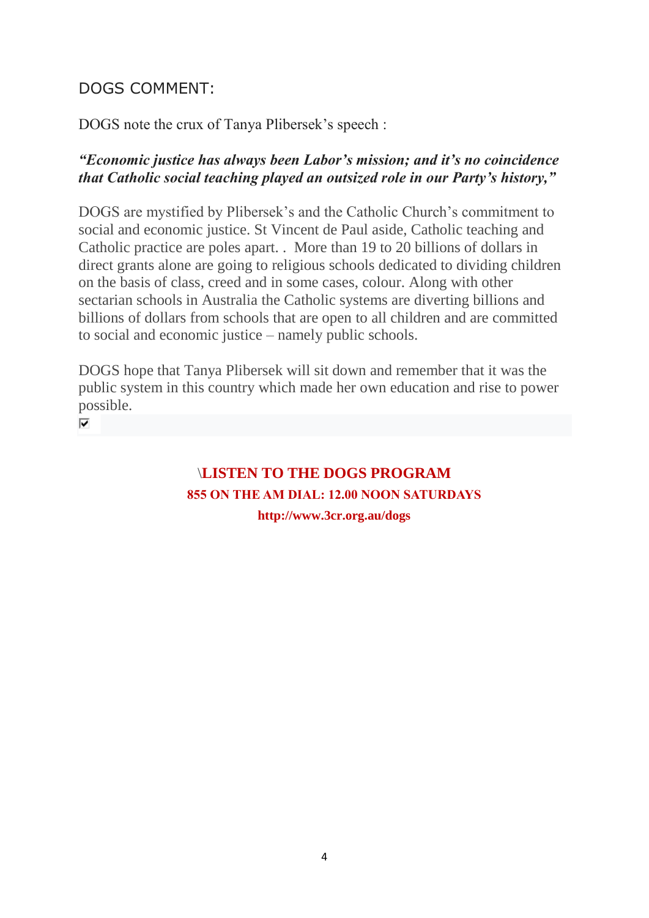## DOGS COMMENT:

DOGS note the crux of Tanya Plibersek's speech :

***"Economic justice has always been Labor's mission; and it's no coincidence that Catholic social teaching played an outsized role in our Party's history,"***

DOGS are mystified by Plibersek's and the Catholic Church's commitment to social and economic justice. St Vincent de Paul aside, Catholic teaching and Catholic practice are poles apart. . More than 19 to 20 billions of dollars in direct grants alone are going to religious schools dedicated to dividing children on the basis of class, creed and in some cases, colour. Along with other sectarian schools in Australia the Catholic systems are diverting billions and billions of dollars from schools that are open to all children and are committed to social and economic justice – namely public schools.

DOGS hope that Tanya Plibersek will sit down and remember that it was the public system in this country which made her own education and rise to power possible.

**\LISTEN TO THE DOGS PROGRAM**

**855 ON THE AM DIAL: 12.00 NOON SATURDAYS**

**http://www.3cr.org.au/dogs**